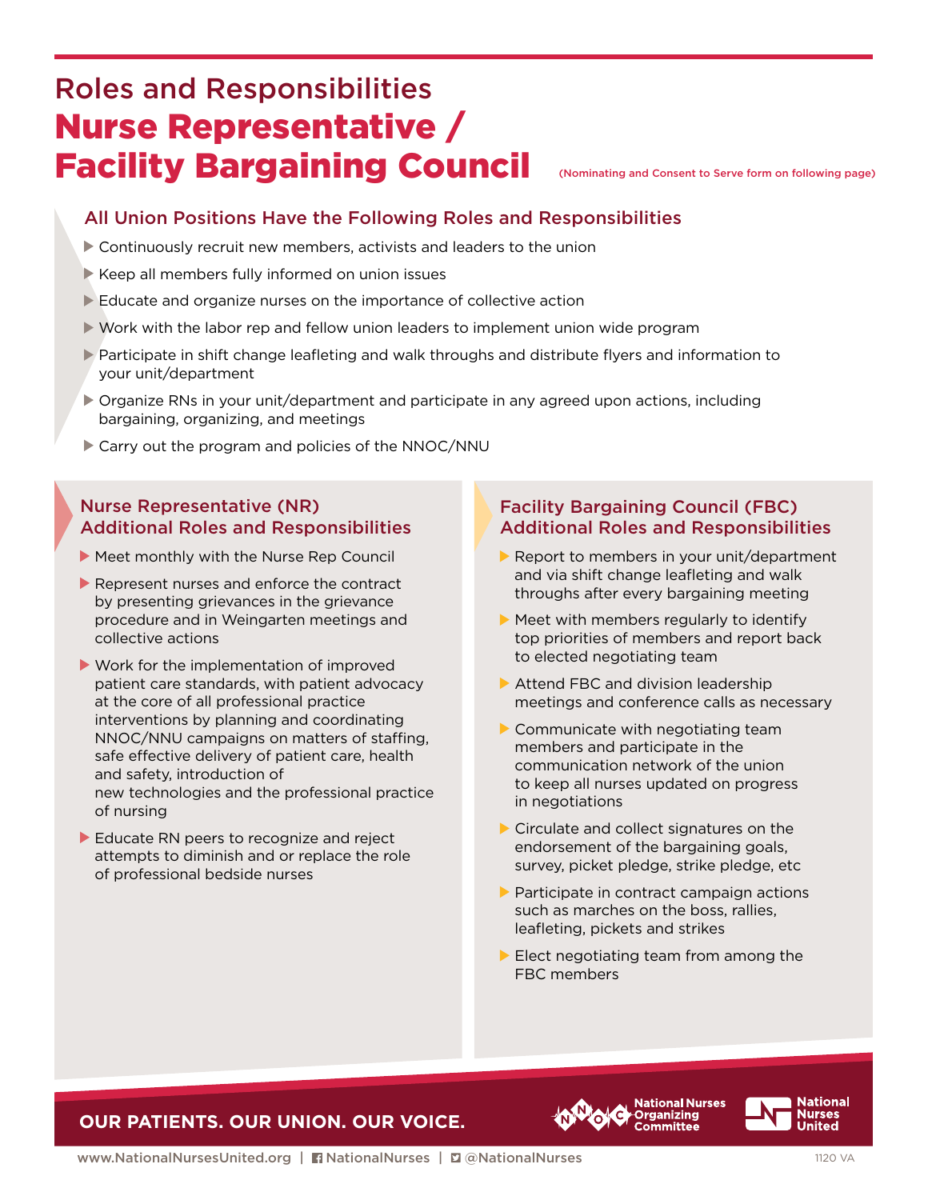# Roles and Responsibilities
# Nurse Representative / Facility Bargaining Council

(Nominating and Consent to Serve form on following page)

## All Union Positions Have the Following Roles and Responsibilities

- Continuously recruit new members, activists and leaders to the union
- Keep all members fully informed on union issues
- Educate and organize nurses on the importance of collective action
- Work with the labor rep and fellow union leaders to implement union wide program
- Participate in shift change leafleting and walk throughs and distribute flyers and information to your unit/department
- Organize RNs in your unit/department and participate in any agreed upon actions, including bargaining, organizing, and meetings
- Carry out the program and policies of the NNOC/NNU

## Nurse Representative (NR) Additional Roles and Responsibilities

- Meet monthly with the Nurse Rep Council
- Represent nurses and enforce the contract by presenting grievances in the grievance procedure and in Weingarten meetings and collective actions
- Work for the implementation of improved patient care standards, with patient advocacy at the core of all professional practice interventions by planning and coordinating NNOC/NNU campaigns on matters of staffing, safe effective delivery of patient care, health and safety, introduction of new technologies and the professional practice of nursing
- Educate RN peers to recognize and reject attempts to diminish and or replace the role of professional bedside nurses

## Facility Bargaining Council (FBC) Additional Roles and Responsibilities

- Report to members in your unit/department and via shift change leafleting and walk throughs after every bargaining meeting
- Meet with members regularly to identify top priorities of members and report back to elected negotiating team
- Attend FBC and division leadership meetings and conference calls as necessary
- Communicate with negotiating team members and participate in the communication network of the union to keep all nurses updated on progress in negotiations
- Circulate and collect signatures on the endorsement of the bargaining goals, survey, picket pledge, strike pledge, etc
- Participate in contract campaign actions such as marches on the boss, rallies, leafleting, pickets and strikes
- Elect negotiating team from among the FBC members

**OUR PATIENTS. OUR UNION. OUR VOICE.**

National Nurses Organizing Committee | National Nurses United

www.NationalNursesUnited.org | NationalNurses | @NationalNurses

1120 VA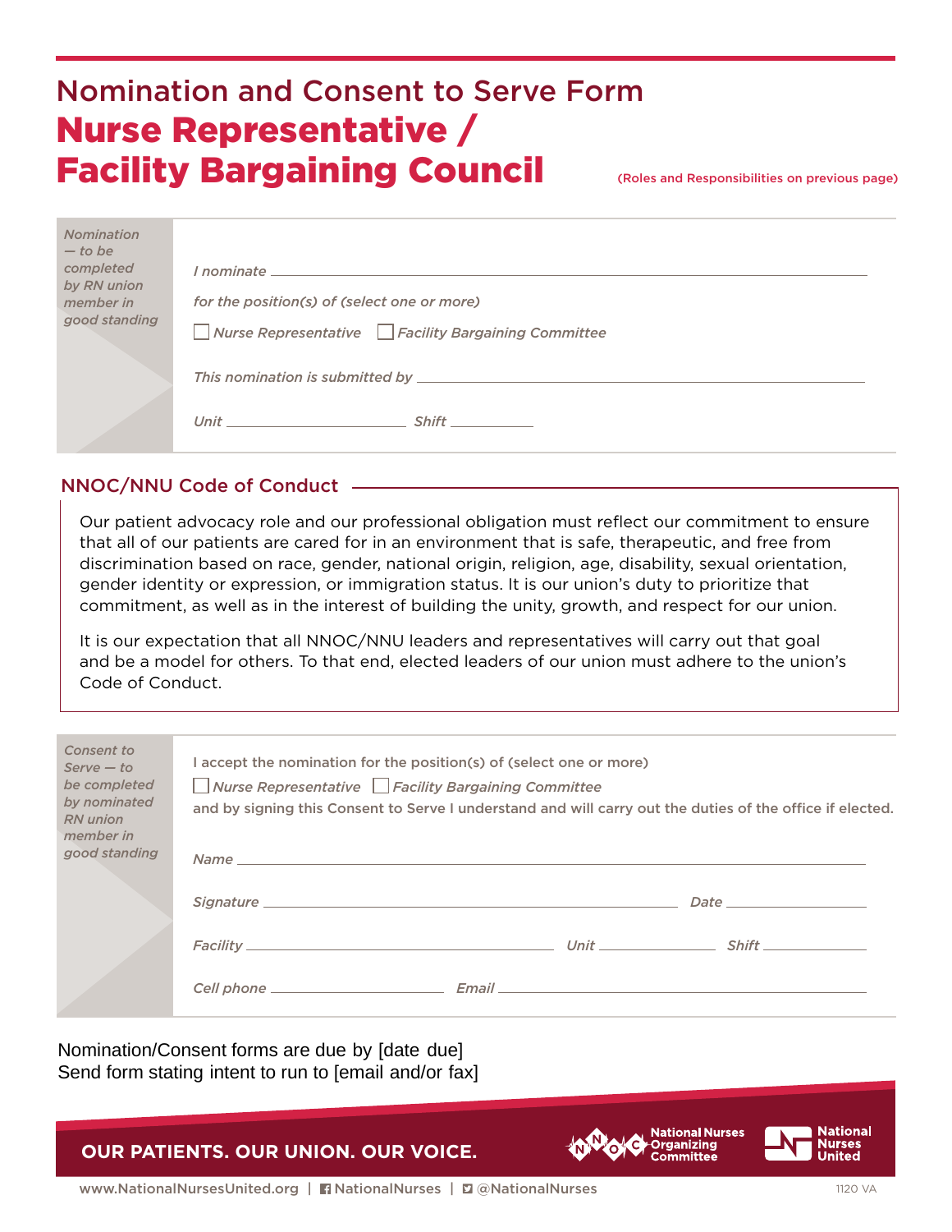# Nomination and Consent to Serve Form

# Nurse Representative / Facility Bargaining Council

(Roles and Responsibilities on previous page)

*Nomination — to be completed by RN union member in good standing*

*I nominate* ______________________________

*for the position(s) of (select one or more)*

☐ *Nurse Representative* ☐ *Facility Bargaining Committee*

*This nomination is submitted by* ______________________________

*Unit* ______________ *Shift* __________

## NNOC/NNU Code of Conduct

Our patient advocacy role and our professional obligation must reflect our commitment to ensure that all of our patients are cared for in an environment that is safe, therapeutic, and free from discrimination based on race, gender, national origin, religion, age, disability, sexual orientation, gender identity or expression, or immigration status. It is our union's duty to prioritize that commitment, as well as in the interest of building the unity, growth, and respect for our union.

It is our expectation that all NNOC/NNU leaders and representatives will carry out that goal and be a model for others. To that end, elected leaders of our union must adhere to the union's Code of Conduct.

*Consent to Serve — to be completed by nominated RN union member in good standing*

I accept the nomination for the position(s) of (select one or more)

☐ *Nurse Representative* ☐ *Facility Bargaining Committee*

and by signing this Consent to Serve I understand and will carry out the duties of the office if elected.

*Name* ______________________________

*Signature* ______________________________ *Date* ______________

*Facility* ______________________ *Unit* ______________ *Shift* ______________

*Cell phone* ______________ *Email* ______________________________

Nomination/Consent forms are due by [date due]
Send form stating intent to run to [email and/or fax]

**OUR PATIENTS. OUR UNION. OUR VOICE.**

National Nurses Organizing Committee | National Nurses United

www.NationalNursesUnited.org | NationalNurses | @NationalNurses

1120 VA